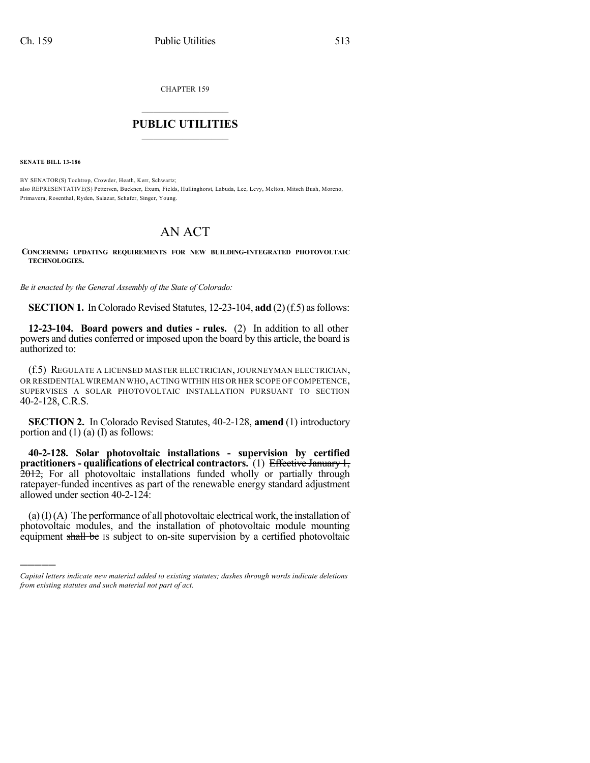CHAPTER 159

## PUBLIC UTILITIES

**SENATE BILL 13-186**

BY SENATOR(S) Tochtrop, Crowder, Heath, Kerr, Schwartz;
also REPRESENTATIVE(S) Pettersen, Buckner, Exum, Fields, Hullinghorst, Labuda, Lee, Levy, Melton, Mitsch Bush, Moreno, Primavera, Rosenthal, Ryden, Salazar, Schafer, Singer, Young.

# AN ACT

**CONCERNING UPDATING REQUIREMENTS FOR NEW BUILDING-INTEGRATED PHOTOVOLTAIC TECHNOLOGIES.**

*Be it enacted by the General Assembly of the State of Colorado:*

**SECTION 1.** In Colorado Revised Statutes, 12-23-104, **add** (2) (f.5) as follows:

**12-23-104. Board powers and duties - rules.** (2) In addition to all other powers and duties conferred or imposed upon the board by this article, the board is authorized to:

(f.5) REGULATE A LICENSED MASTER ELECTRICIAN, JOURNEYMAN ELECTRICIAN, OR RESIDENTIAL WIREMAN WHO, ACTING WITHIN HIS OR HER SCOPE OF COMPETENCE, SUPERVISES A SOLAR PHOTOVOLTAIC INSTALLATION PURSUANT TO SECTION 40-2-128, C.R.S.

**SECTION 2.** In Colorado Revised Statutes, 40-2-128, **amend** (1) introductory portion and (1) (a) (I) as follows:

**40-2-128. Solar photovoltaic installations - supervision by certified practitioners - qualifications of electrical contractors.** (1) ~~Effective January 1, 2012,~~ For all photovoltaic installations funded wholly or partially through ratepayer-funded incentives as part of the renewable energy standard adjustment allowed under section 40-2-124:

(a) (I) (A) The performance of all photovoltaic electrical work, the installation of photovoltaic modules, and the installation of photovoltaic module mounting equipment ~~shall be~~ IS subject to on-site supervision by a certified photovoltaic

---

*Capital letters indicate new material added to existing statutes; dashes through words indicate deletions from existing statutes and such material not part of act.*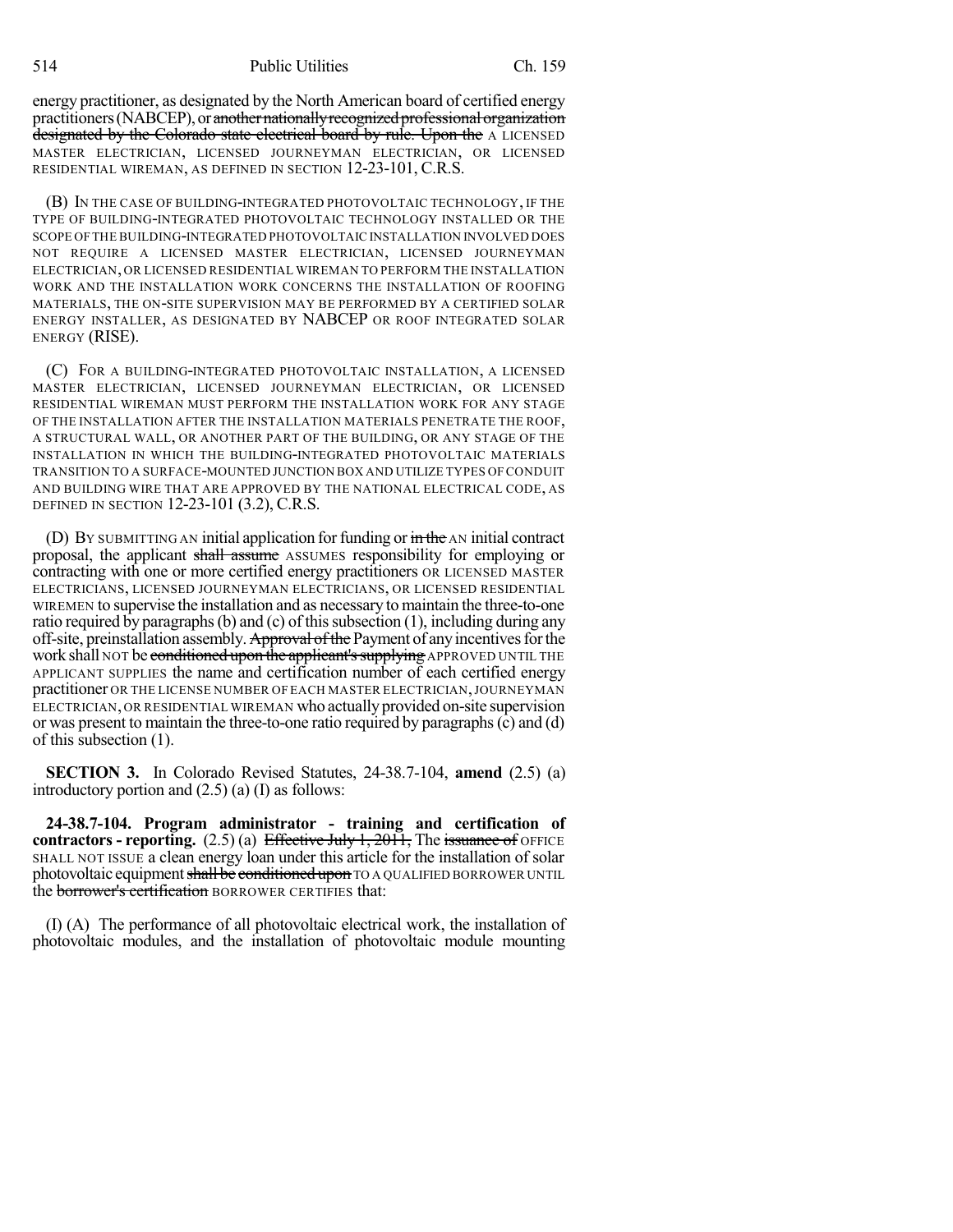energy practitioner, as designated by the North American board of certified energy practitioners (NABCEP), or ~~another nationally recognized professional organization designated by the Colorado state electrical board by rule. Upon the~~ A LICENSED MASTER ELECTRICIAN, LICENSED JOURNEYMAN ELECTRICIAN, OR LICENSED RESIDENTIAL WIREMAN, AS DEFINED IN SECTION 12-23-101, C.R.S.

(B) IN THE CASE OF BUILDING-INTEGRATED PHOTOVOLTAIC TECHNOLOGY, IF THE TYPE OF BUILDING-INTEGRATED PHOTOVOLTAIC TECHNOLOGY INSTALLED OR THE SCOPE OF THE BUILDING-INTEGRATED PHOTOVOLTAIC INSTALLATION INVOLVED DOES NOT REQUIRE A LICENSED MASTER ELECTRICIAN, LICENSED JOURNEYMAN ELECTRICIAN, OR LICENSED RESIDENTIAL WIREMAN TO PERFORM THE INSTALLATION WORK AND THE INSTALLATION WORK CONCERNS THE INSTALLATION OF ROOFING MATERIALS, THE ON-SITE SUPERVISION MAY BE PERFORMED BY A CERTIFIED SOLAR ENERGY INSTALLER, AS DESIGNATED BY NABCEP OR ROOF INTEGRATED SOLAR ENERGY (RISE).

(C) FOR A BUILDING-INTEGRATED PHOTOVOLTAIC INSTALLATION, A LICENSED MASTER ELECTRICIAN, LICENSED JOURNEYMAN ELECTRICIAN, OR LICENSED RESIDENTIAL WIREMAN MUST PERFORM THE INSTALLATION WORK FOR ANY STAGE OF THE INSTALLATION AFTER THE INSTALLATION MATERIALS PENETRATE THE ROOF, A STRUCTURAL WALL, OR ANOTHER PART OF THE BUILDING, OR ANY STAGE OF THE INSTALLATION IN WHICH THE BUILDING-INTEGRATED PHOTOVOLTAIC MATERIALS TRANSITION TO A SURFACE-MOUNTED JUNCTION BOX AND UTILIZE TYPES OF CONDUIT AND BUILDING WIRE THAT ARE APPROVED BY THE NATIONAL ELECTRICAL CODE, AS DEFINED IN SECTION 12-23-101 (3.2), C.R.S.

(D) BY SUBMITTING AN initial application for funding or ~~in the~~ AN initial contract proposal, the applicant ~~shall assume~~ ASSUMES responsibility for employing or contracting with one or more certified energy practitioners OR LICENSED MASTER ELECTRICIANS, LICENSED JOURNEYMAN ELECTRICIANS, OR LICENSED RESIDENTIAL WIREMEN to supervise the installation and as necessary to maintain the three-to-one ratio required by paragraphs (b) and (c) of this subsection (1), including during any off-site, preinstallation assembly. ~~Approval of the~~ Payment of any incentives for the work shall NOT be ~~conditioned upon the applicant's supplying~~ APPROVED UNTIL THE APPLICANT SUPPLIES the name and certification number of each certified energy practitioner OR THE LICENSE NUMBER OF EACH MASTER ELECTRICIAN, JOURNEYMAN ELECTRICIAN, OR RESIDENTIAL WIREMAN who actually provided on-site supervision or was present to maintain the three-to-one ratio required by paragraphs (c) and (d) of this subsection (1).

**SECTION 3.** In Colorado Revised Statutes, 24-38.7-104, **amend** (2.5) (a) introductory portion and (2.5) (a) (I) as follows:

**24-38.7-104. Program administrator - training and certification of contractors - reporting.** (2.5) (a) ~~Effective July 1, 2011,~~ The ~~issuance of~~ OFFICE SHALL NOT ISSUE a clean energy loan under this article for the installation of solar photovoltaic equipment ~~shall be conditioned upon~~ TO A QUALIFIED BORROWER UNTIL the ~~borrower's certification~~ BORROWER CERTIFIES that:

(I) (A) The performance of all photovoltaic electrical work, the installation of photovoltaic modules, and the installation of photovoltaic module mounting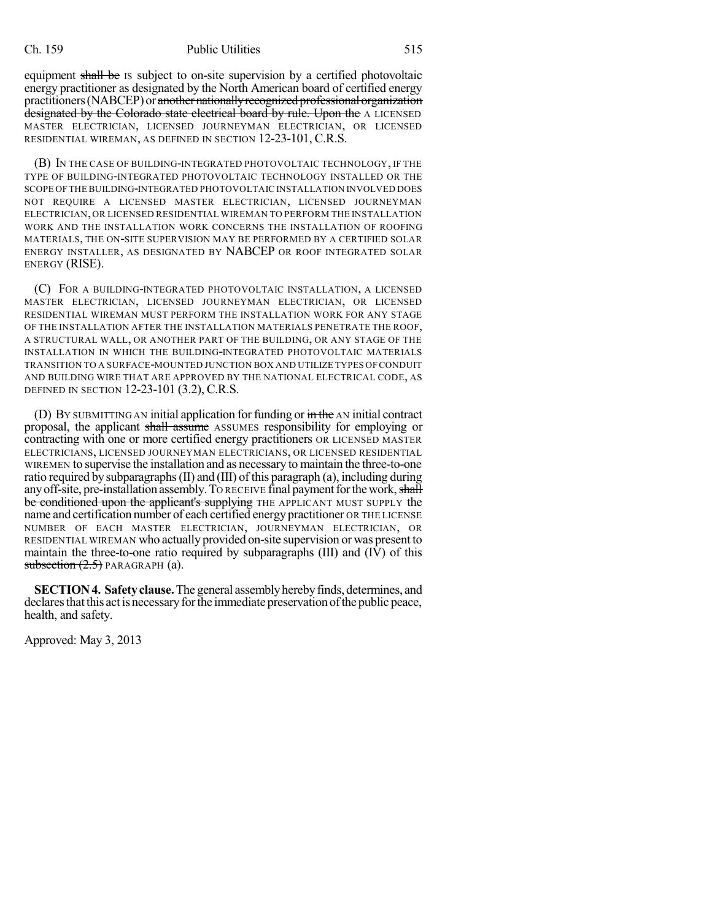equipment ~~shall be~~ IS subject to on-site supervision by a certified photovoltaic energy practitioner as designated by the North American board of certified energy practitioners (NABCEP) or ~~another nationally recognized professional organization designated by the Colorado state electrical board by rule. Upon the~~ A LICENSED MASTER ELECTRICIAN, LICENSED JOURNEYMAN ELECTRICIAN, OR LICENSED RESIDENTIAL WIREMAN, AS DEFINED IN SECTION 12-23-101, C.R.S.

(B) IN THE CASE OF BUILDING-INTEGRATED PHOTOVOLTAIC TECHNOLOGY, IF THE TYPE OF BUILDING-INTEGRATED PHOTOVOLTAIC TECHNOLOGY INSTALLED OR THE SCOPE OF THE BUILDING-INTEGRATED PHOTOVOLTAIC INSTALLATION INVOLVED DOES NOT REQUIRE A LICENSED MASTER ELECTRICIAN, LICENSED JOURNEYMAN ELECTRICIAN, OR LICENSED RESIDENTIAL WIREMAN TO PERFORM THE INSTALLATION WORK AND THE INSTALLATION WORK CONCERNS THE INSTALLATION OF ROOFING MATERIALS, THE ON-SITE SUPERVISION MAY BE PERFORMED BY A CERTIFIED SOLAR ENERGY INSTALLER, AS DESIGNATED BY NABCEP OR ROOF INTEGRATED SOLAR ENERGY (RISE).

(C) FOR A BUILDING-INTEGRATED PHOTOVOLTAIC INSTALLATION, A LICENSED MASTER ELECTRICIAN, LICENSED JOURNEYMAN ELECTRICIAN, OR LICENSED RESIDENTIAL WIREMAN MUST PERFORM THE INSTALLATION WORK FOR ANY STAGE OF THE INSTALLATION AFTER THE INSTALLATION MATERIALS PENETRATE THE ROOF, A STRUCTURAL WALL, OR ANOTHER PART OF THE BUILDING, OR ANY STAGE OF THE INSTALLATION IN WHICH THE BUILDING-INTEGRATED PHOTOVOLTAIC MATERIALS TRANSITION TO A SURFACE-MOUNTED JUNCTION BOX AND UTILIZE TYPES OF CONDUIT AND BUILDING WIRE THAT ARE APPROVED BY THE NATIONAL ELECTRICAL CODE, AS DEFINED IN SECTION 12-23-101 (3.2), C.R.S.

(D) BY SUBMITTING AN initial application for funding or ~~in the~~ AN initial contract proposal, the applicant ~~shall assume~~ ASSUMES responsibility for employing or contracting with one or more certified energy practitioners OR LICENSED MASTER ELECTRICIANS, LICENSED JOURNEYMAN ELECTRICIANS, OR LICENSED RESIDENTIAL WIREMEN to supervise the installation and as necessary to maintain the three-to-one ratio required by subparagraphs (II) and (III) of this paragraph (a), including during any off-site, pre-installation assembly. TO RECEIVE final payment for the work, ~~shall be conditioned upon the applicant's supplying~~ THE APPLICANT MUST SUPPLY the name and certification number of each certified energy practitioner OR THE LICENSE NUMBER OF EACH MASTER ELECTRICIAN, JOURNEYMAN ELECTRICIAN, OR RESIDENTIAL WIREMAN who actually provided on-site supervision or was present to maintain the three-to-one ratio required by subparagraphs (III) and (IV) of this ~~subsection (2.5)~~ PARAGRAPH (a).

**SECTION 4. Safety clause.** The general assembly hereby finds, determines, and declares that this act is necessary for the immediate preservation of the public peace, health, and safety.

Approved: May 3, 2013